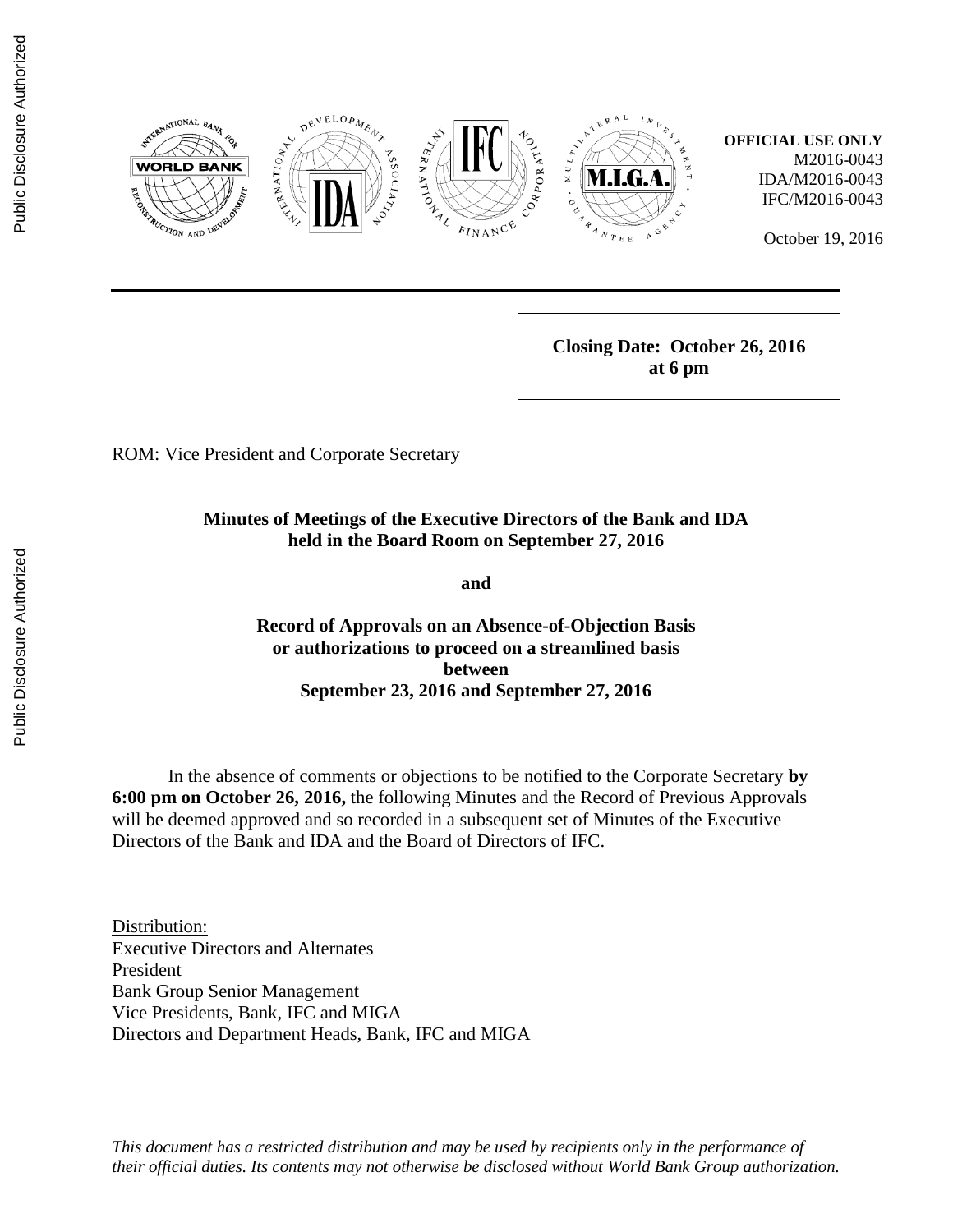**OFFICIAL USE ONLY**
M2016-0043
IDA/M2016-0043
IFC/M2016-0043

October 19, 2016

**Closing Date: October 26, 2016 at 6 pm**

ROM: Vice President and Corporate Secretary

**Minutes of Meetings of the Executive Directors of the Bank and IDA held in the Board Room on September 27, 2016**

**and**

**Record of Approvals on an Absence-of-Objection Basis or authorizations to proceed on a streamlined basis between September 23, 2016 and September 27, 2016**

In the absence of comments or objections to be notified to the Corporate Secretary **by 6:00 pm on October 26, 2016,** the following Minutes and the Record of Previous Approvals will be deemed approved and so recorded in a subsequent set of Minutes of the Executive Directors of the Bank and IDA and the Board of Directors of IFC.

Distribution:
Executive Directors and Alternates
President
Bank Group Senior Management
Vice Presidents, Bank, IFC and MIGA
Directors and Department Heads, Bank, IFC and MIGA

*This document has a restricted distribution and may be used by recipients only in the performance of their official duties. Its contents may not otherwise be disclosed without World Bank Group authorization.*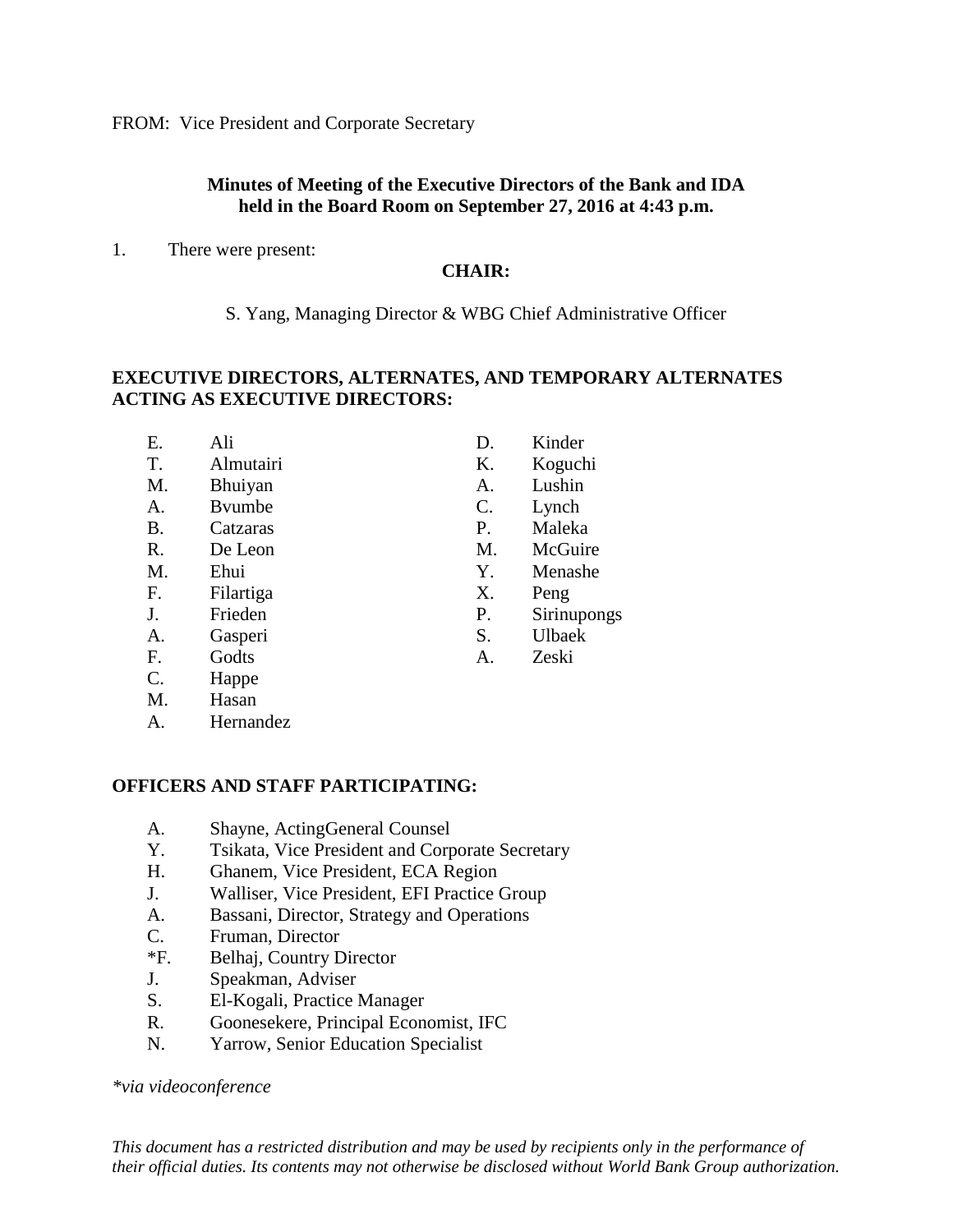FROM: Vice President and Corporate Secretary

**Minutes of Meeting of the Executive Directors of the Bank and IDA held in the Board Room on September 27, 2016 at 4:43 p.m.**

1. There were present:

**CHAIR:**

S. Yang, Managing Director & WBG Chief Administrative Officer

**EXECUTIVE DIRECTORS, ALTERNATES, AND TEMPORARY ALTERNATES ACTING AS EXECUTIVE DIRECTORS:**

E. Ali
T. Almutairi
M. Bhuiyan
A. Bvumbe
B. Catzaras
R. De Leon
M. Ehui
F. Filartiga
J. Frieden
A. Gasperi
F. Godts
C. Happe
M. Hasan
A. Hernandez
D. Kinder
K. Koguchi
A. Lushin
C. Lynch
P. Maleka
M. McGuire
Y. Menashe
X. Peng
P. Sirinupongs
S. Ulbaek
A. Zeski

**OFFICERS AND STAFF PARTICIPATING:**

A. Shayne, ActingGeneral Counsel
Y. Tsikata, Vice President and Corporate Secretary
H. Ghanem, Vice President, ECA Region
J. Walliser, Vice President, EFI Practice Group
A. Bassani, Director, Strategy and Operations
C. Fruman, Director
*F. Belhaj, Country Director
J. Speakman, Adviser
S. El-Kogali, Practice Manager
R. Goonesekere, Principal Economist, IFC
N. Yarrow, Senior Education Specialist

*\*via videoconference*

*This document has a restricted distribution and may be used by recipients only in the performance of their official duties. Its contents may not otherwise be disclosed without World Bank Group authorization.*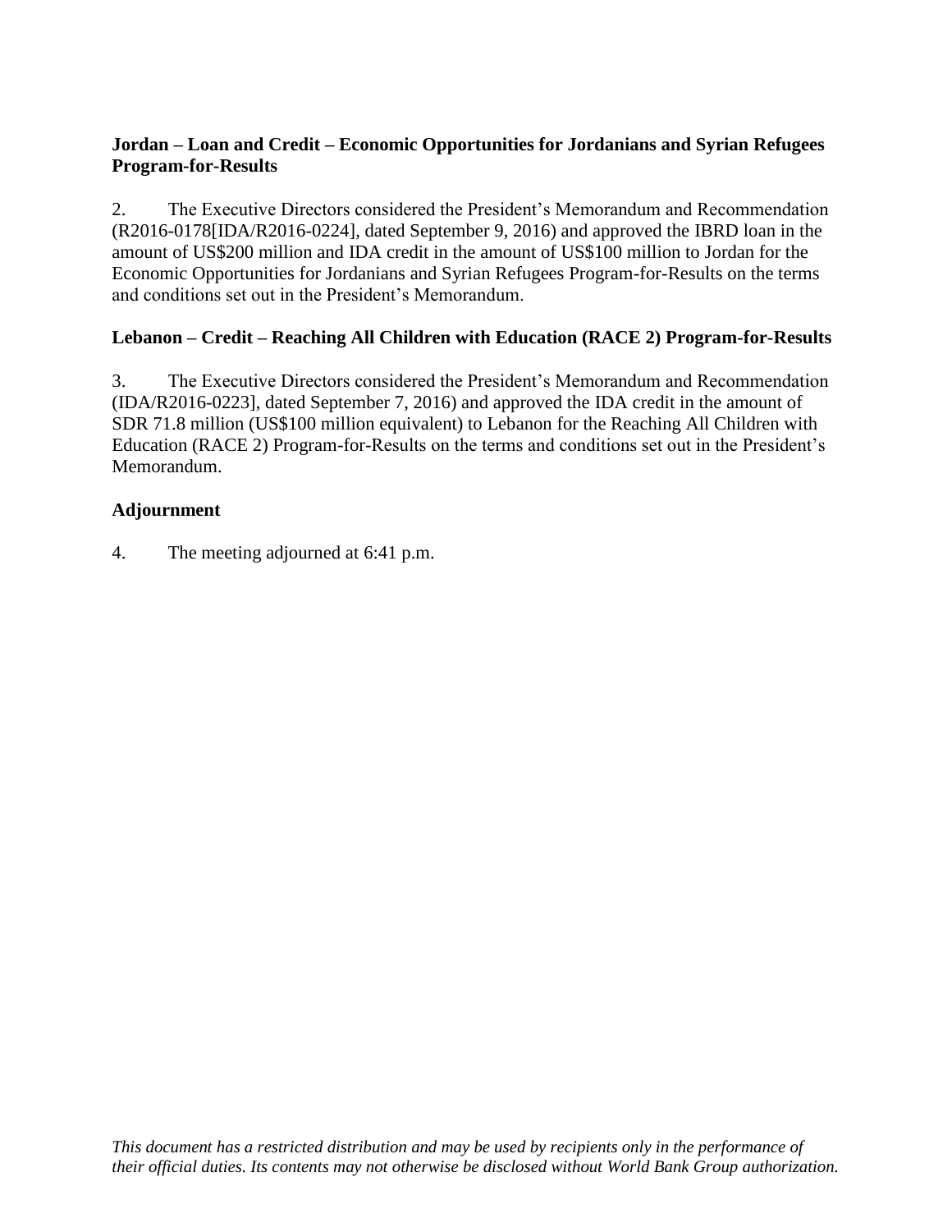**Jordan – Loan and Credit – Economic Opportunities for Jordanians and Syrian Refugees Program-for-Results**

2. The Executive Directors considered the President's Memorandum and Recommendation (R2016-0178[IDA/R2016-0224], dated September 9, 2016) and approved the IBRD loan in the amount of US$200 million and IDA credit in the amount of US$100 million to Jordan for the Economic Opportunities for Jordanians and Syrian Refugees Program-for-Results on the terms and conditions set out in the President's Memorandum.

**Lebanon – Credit – Reaching All Children with Education (RACE 2) Program-for-Results**

3. The Executive Directors considered the President's Memorandum and Recommendation (IDA/R2016-0223], dated September 7, 2016) and approved the IDA credit in the amount of SDR 71.8 million (US$100 million equivalent) to Lebanon for the Reaching All Children with Education (RACE 2) Program-for-Results on the terms and conditions set out in the President's Memorandum.

**Adjournment**

4. The meeting adjourned at 6:41 p.m.

*This document has a restricted distribution and may be used by recipients only in the performance of their official duties. Its contents may not otherwise be disclosed without World Bank Group authorization.*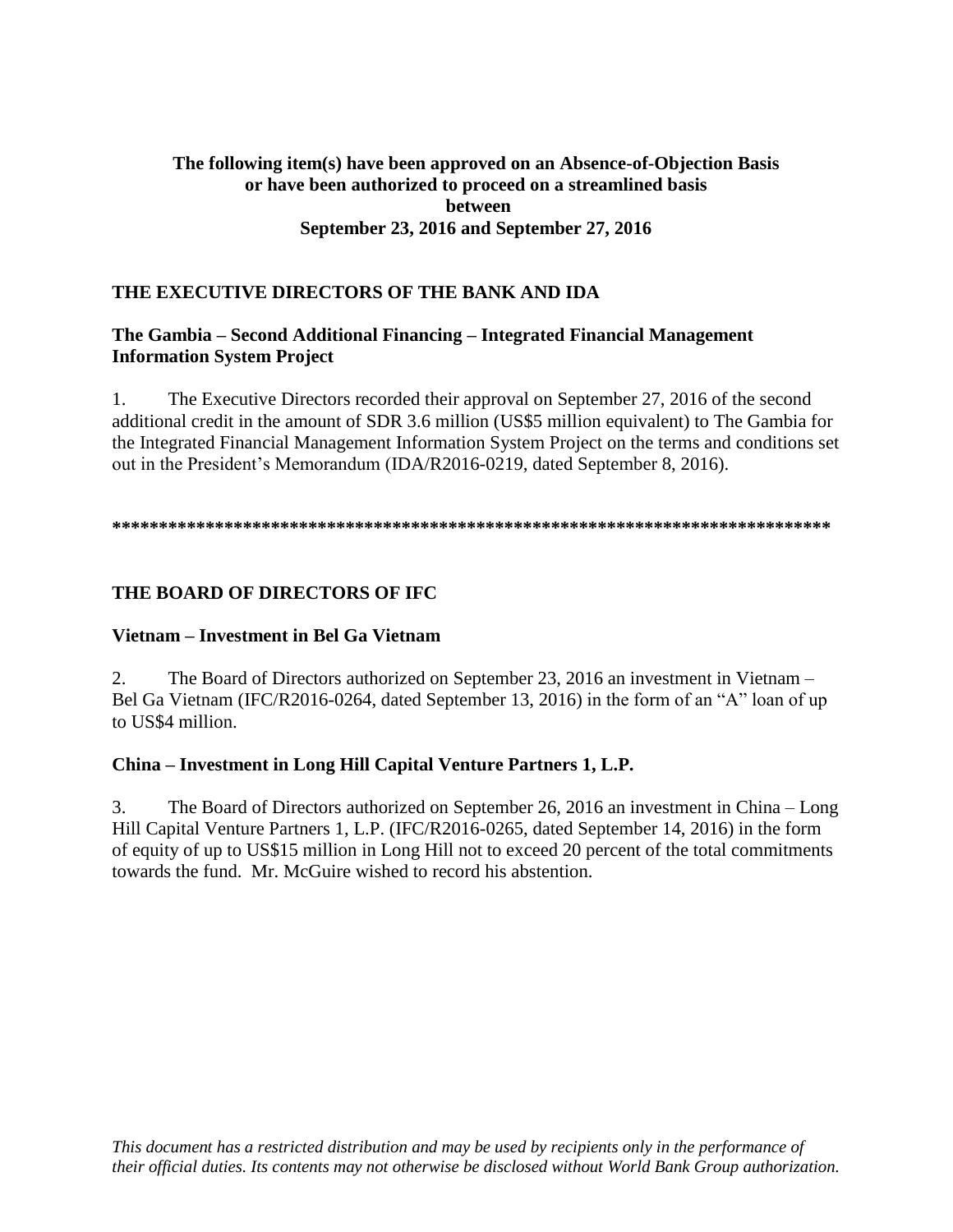**The following item(s) have been approved on an Absence-of-Objection Basis or have been authorized to proceed on a streamlined basis between September 23, 2016 and September 27, 2016**

## THE EXECUTIVE DIRECTORS OF THE BANK AND IDA

### The Gambia – Second Additional Financing – Integrated Financial Management Information System Project

1. The Executive Directors recorded their approval on September 27, 2016 of the second additional credit in the amount of SDR 3.6 million (US$5 million equivalent) to The Gambia for the Integrated Financial Management Information System Project on the terms and conditions set out in the President's Memorandum (IDA/R2016-0219, dated September 8, 2016).

*******************************************************************************

## THE BOARD OF DIRECTORS OF IFC

### Vietnam – Investment in Bel Ga Vietnam

2. The Board of Directors authorized on September 23, 2016 an investment in Vietnam – Bel Ga Vietnam (IFC/R2016-0264, dated September 13, 2016) in the form of an "A" loan of up to US$4 million.

### China – Investment in Long Hill Capital Venture Partners 1, L.P.

3. The Board of Directors authorized on September 26, 2016 an investment in China – Long Hill Capital Venture Partners 1, L.P. (IFC/R2016-0265, dated September 14, 2016) in the form of equity of up to US$15 million in Long Hill not to exceed 20 percent of the total commitments towards the fund. Mr. McGuire wished to record his abstention.

*This document has a restricted distribution and may be used by recipients only in the performance of their official duties. Its contents may not otherwise be disclosed without World Bank Group authorization.*